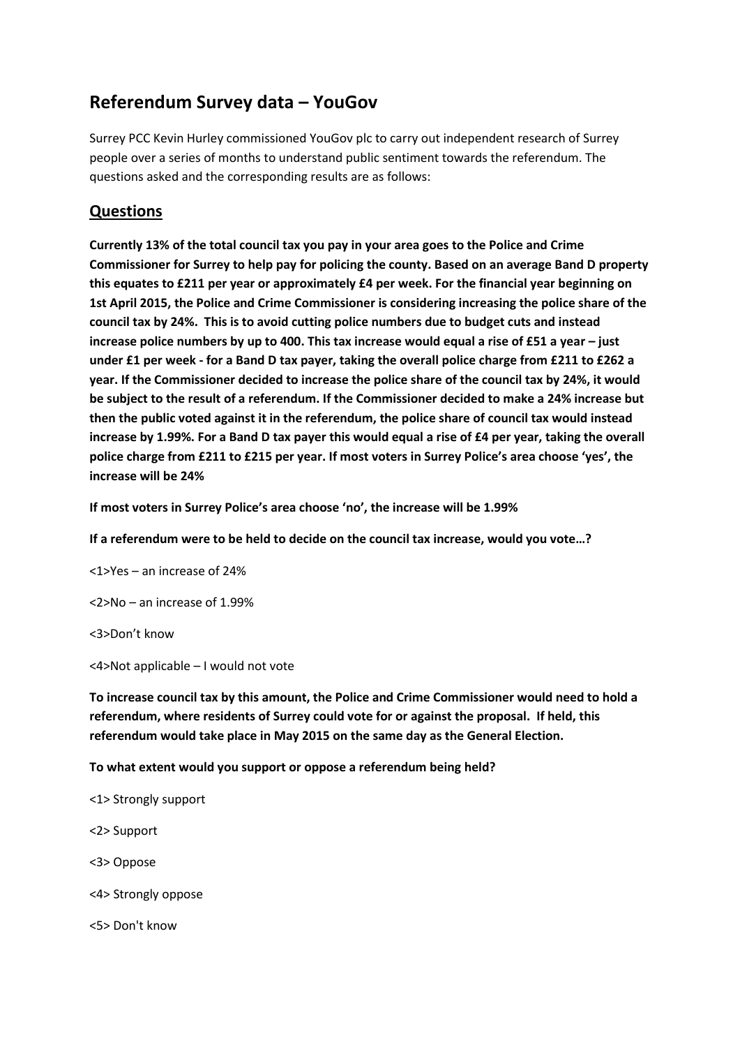# Referendum Survey data – YouGov

Surrey PCC Kevin Hurley commissioned YouGov plc to carry out independent research of Surrey people over a series of months to understand public sentiment towards the referendum. The questions asked and the corresponding results are as follows:

## Questions

**Currently 13% of the total council tax you pay in your area goes to the Police and Crime Commissioner for Surrey to help pay for policing the county. Based on an average Band D property this equates to £211 per year or approximately £4 per week. For the financial year beginning on 1st April 2015, the Police and Crime Commissioner is considering increasing the police share of the council tax by 24%. This is to avoid cutting police numbers due to budget cuts and instead increase police numbers by up to 400. This tax increase would equal a rise of £51 a year – just under £1 per week - for a Band D tax payer, taking the overall police charge from £211 to £262 a year. If the Commissioner decided to increase the police share of the council tax by 24%, it would be subject to the result of a referendum. If the Commissioner decided to make a 24% increase but then the public voted against it in the referendum, the police share of council tax would instead increase by 1.99%. For a Band D tax payer this would equal a rise of £4 per year, taking the overall police charge from £211 to £215 per year. If most voters in Surrey Police's area choose 'yes', the increase will be 24%**

**If most voters in Surrey Police's area choose 'no', the increase will be 1.99%**

**If a referendum were to be held to decide on the council tax increase, would you vote…?**

<1>Yes – an increase of 24%

<2>No – an increase of 1.99%

<3>Don't know

<4>Not applicable – I would not vote

**To increase council tax by this amount, the Police and Crime Commissioner would need to hold a referendum, where residents of Surrey could vote for or against the proposal. If held, this referendum would take place in May 2015 on the same day as the General Election.**

**To what extent would you support or oppose a referendum being held?**

<1> Strongly support

<2> Support

<3> Oppose

<4> Strongly oppose

<5> Don't know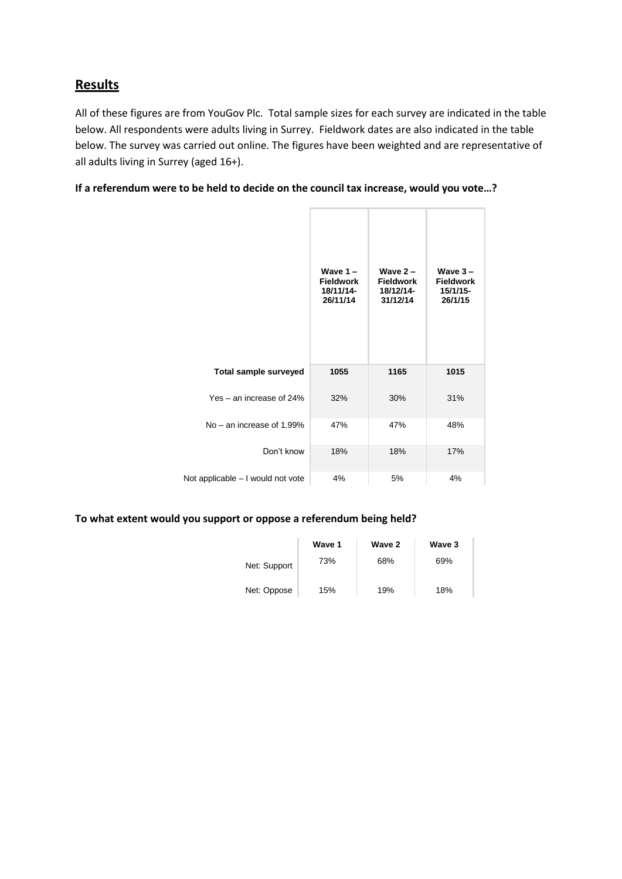## Results

All of these figures are from YouGov Plc. Total sample sizes for each survey are indicated in the table below. All respondents were adults living in Surrey. Fieldwork dates are also indicated in the table below. The survey was carried out online. The figures have been weighted and are representative of all adults living in Surrey (aged 16+).

**If a referendum were to be held to decide on the council tax increase, would you vote…?**

| | Wave 1 – Fieldwork 18/11/14-26/11/14 | Wave 2 – Fieldwork 18/12/14-31/12/14 | Wave 3 – Fieldwork 15/1/15-26/1/15 |
|---|---|---|---|
| **Total sample surveyed** | **1055** | **1165** | **1015** |
| Yes – an increase of 24% | 32% | 30% | 31% |
| No – an increase of 1.99% | 47% | 47% | 48% |
| Don't know | 18% | 18% | 17% |
| Not applicable – I would not vote | 4% | 5% | 4% |

**To what extent would you support or oppose a referendum being held?**

| | Wave 1 | Wave 2 | Wave 3 |
|---|---|---|---|
| Net: Support | 73% | 68% | 69% |
| Net: Oppose | 15% | 19% | 18% |